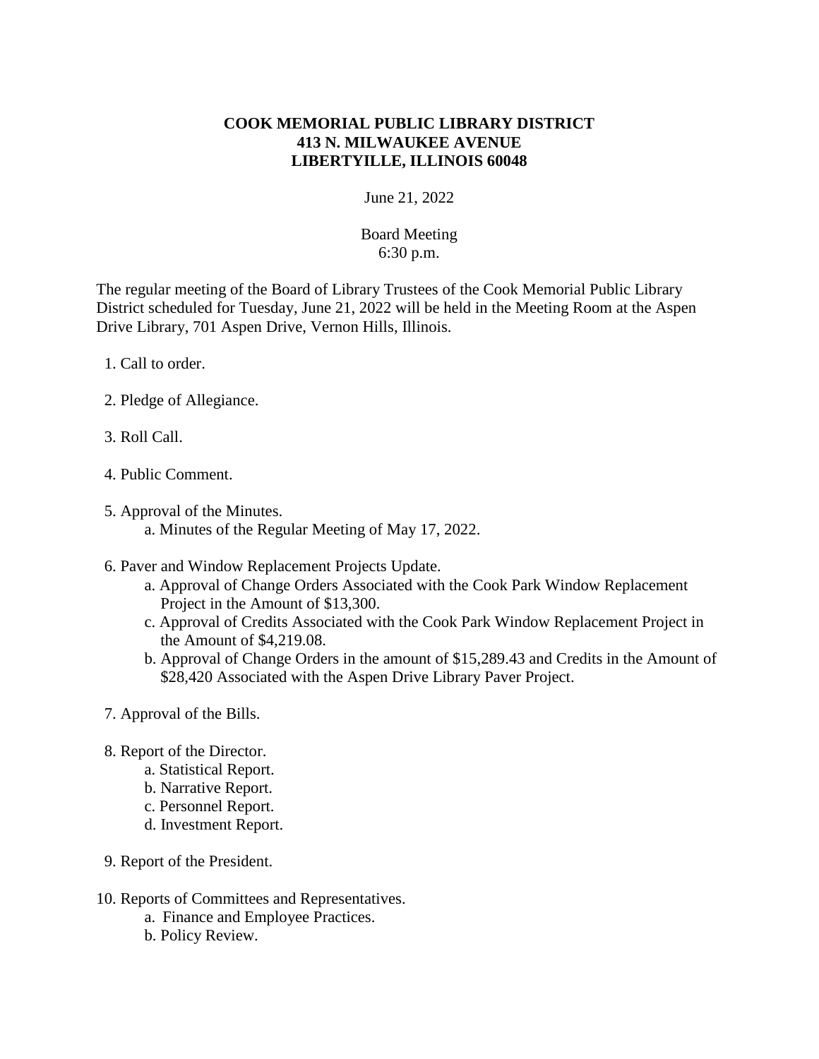**COOK MEMORIAL PUBLIC LIBRARY DISTRICT**
**413 N. MILWAUKEE AVENUE**
**LIBERTYILLE, ILLINOIS 60048**

June 21, 2022

Board Meeting
6:30 p.m.

The regular meeting of the Board of Library Trustees of the Cook Memorial Public Library District scheduled for Tuesday, June 21, 2022 will be held in the Meeting Room at the Aspen Drive Library, 701 Aspen Drive, Vernon Hills, Illinois.

1. Call to order.

2. Pledge of Allegiance.

3. Roll Call.

4. Public Comment.

5. Approval of the Minutes.
   a. Minutes of the Regular Meeting of May 17, 2022.

6. Paver and Window Replacement Projects Update.
   a. Approval of Change Orders Associated with the Cook Park Window Replacement Project in the Amount of $13,300.
   c. Approval of Credits Associated with the Cook Park Window Replacement Project in the Amount of $4,219.08.
   b. Approval of Change Orders in the amount of $15,289.43 and Credits in the Amount of $28,420 Associated with the Aspen Drive Library Paver Project.

7. Approval of the Bills.

8. Report of the Director.
   a. Statistical Report.
   b. Narrative Report.
   c. Personnel Report.
   d. Investment Report.

9. Report of the President.

10. Reports of Committees and Representatives.
    a. Finance and Employee Practices.
    b. Policy Review.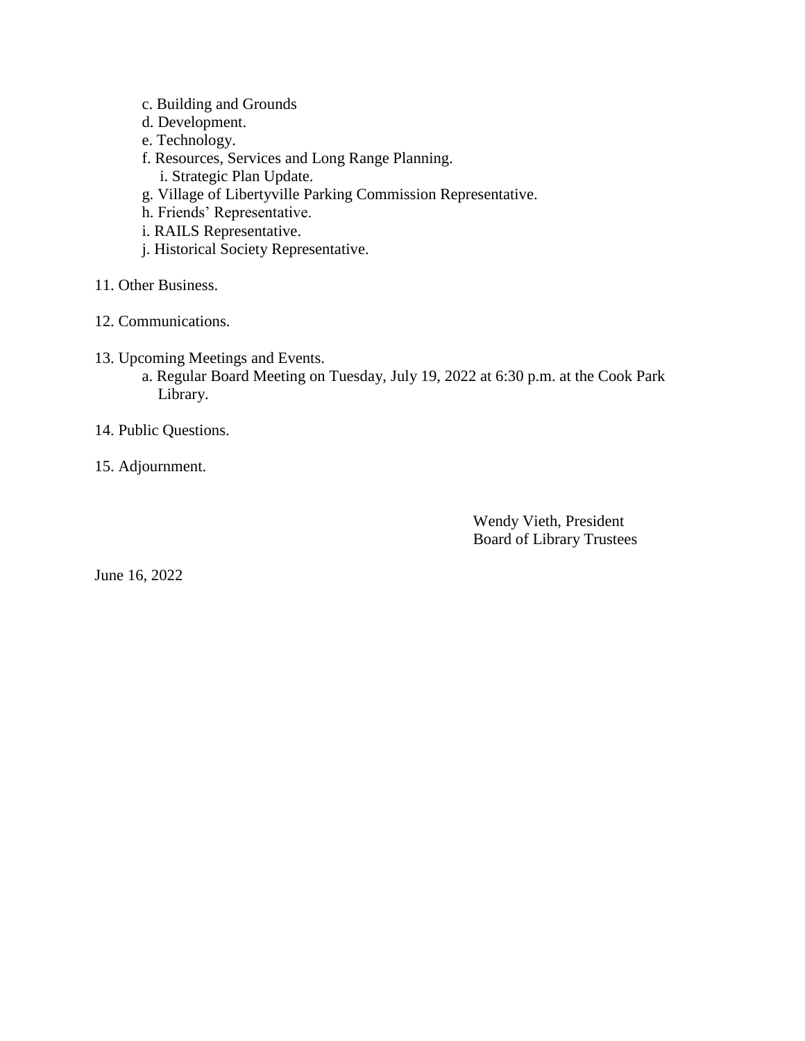c. Building and Grounds
   d. Development.
   e. Technology.
   f. Resources, Services and Long Range Planning.
      i. Strategic Plan Update.
   g. Village of Libertyville Parking Commission Representative.
   h. Friends' Representative.
   i. RAILS Representative.
   j. Historical Society Representative.

11. Other Business.

12. Communications.

13. Upcoming Meetings and Events.
    a. Regular Board Meeting on Tuesday, July 19, 2022 at 6:30 p.m. at the Cook Park Library.

14. Public Questions.

15. Adjournment.

Wendy Vieth, President
Board of Library Trustees

June 16, 2022